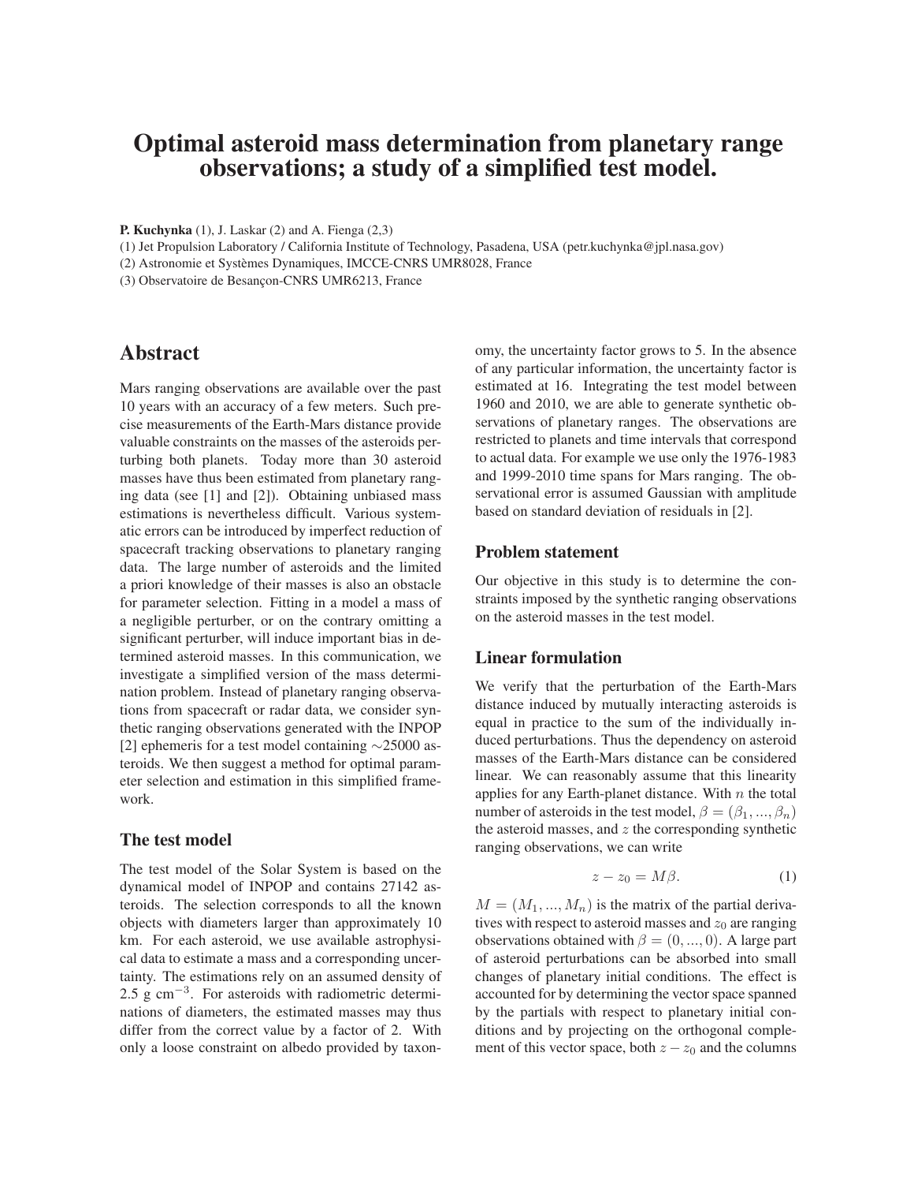# Optimal asteroid mass determination from planetary range observations; a study of a simplified test model.

**P. Kuchynka** (1), J. Laskar (2) and A. Fienga (2,3)

(1) Jet Propulsion Laboratory / California Institute of Technology, Pasadena, USA (petr.kuchynka@jpl.nasa.gov)

(2) Astronomie et Systèmes Dynamiques, IMCCE-CNRS UMR8028, France

(3) Observatoire de Besançon-CNRS UMR6213, France

## Abstract

Mars ranging observations are available over the past 10 years with an accuracy of a few meters. Such precise measurements of the Earth-Mars distance provide valuable constraints on the masses of the asteroids perturbing both planets. Today more than 30 asteroid masses have thus been estimated from planetary ranging data (see [1] and [2]). Obtaining unbiased mass estimations is nevertheless difficult. Various systematic errors can be introduced by imperfect reduction of spacecraft tracking observations to planetary ranging data. The large number of asteroids and the limited a priori knowledge of their masses is also an obstacle for parameter selection. Fitting in a model a mass of a negligible perturber, or on the contrary omitting a significant perturber, will induce important bias in determined asteroid masses. In this communication, we investigate a simplified version of the mass determination problem. Instead of planetary ranging observations from spacecraft or radar data, we consider synthetic ranging observations generated with the INPOP [2] ephemeris for a test model containing ~25000 asteroids. We then suggest a method for optimal parameter selection and estimation in this simplified framework.

## The test model

The test model of the Solar System is based on the dynamical model of INPOP and contains 27142 asteroids. The selection corresponds to all the known objects with diameters larger than approximately 10 km. For each asteroid, we use available astrophysical data to estimate a mass and a corresponding uncertainty. The estimations rely on an assumed density of 2.5 g cm$^{-3}$. For asteroids with radiometric determinations of diameters, the estimated masses may thus differ from the correct value by a factor of 2. With only a loose constraint on albedo provided by taxonomy, the uncertainty factor grows to 5. In the absence of any particular information, the uncertainty factor is estimated at 16. Integrating the test model between 1960 and 2010, we are able to generate synthetic observations of planetary ranges. The observations are restricted to planets and time intervals that correspond to actual data. For example we use only the 1976-1983 and 1999-2010 time spans for Mars ranging. The observational error is assumed Gaussian with amplitude based on standard deviation of residuals in [2].

## Problem statement

Our objective in this study is to determine the constraints imposed by the synthetic ranging observations on the asteroid masses in the test model.

## Linear formulation

We verify that the perturbation of the Earth-Mars distance induced by mutually interacting asteroids is equal in practice to the sum of the individually induced perturbations. Thus the dependency on asteroid masses of the Earth-Mars distance can be considered linear. We can reasonably assume that this linearity applies for any Earth-planet distance. With $n$ the total number of asteroids in the test model, $\beta = (\beta_1, ..., \beta_n)$ the asteroid masses, and $z$ the corresponding synthetic ranging observations, we can write

$$z - z_0 = M\beta. \quad (1)$$

$M = (M_1, ..., M_n)$ is the matrix of the partial derivatives with respect to asteroid masses and $z_0$ are ranging observations obtained with $\beta = (0, ..., 0)$. A large part of asteroid perturbations can be absorbed into small changes of planetary initial conditions. The effect is accounted for by determining the vector space spanned by the partials with respect to planetary initial conditions and by projecting on the orthogonal complement of this vector space, both $z - z_0$ and the columns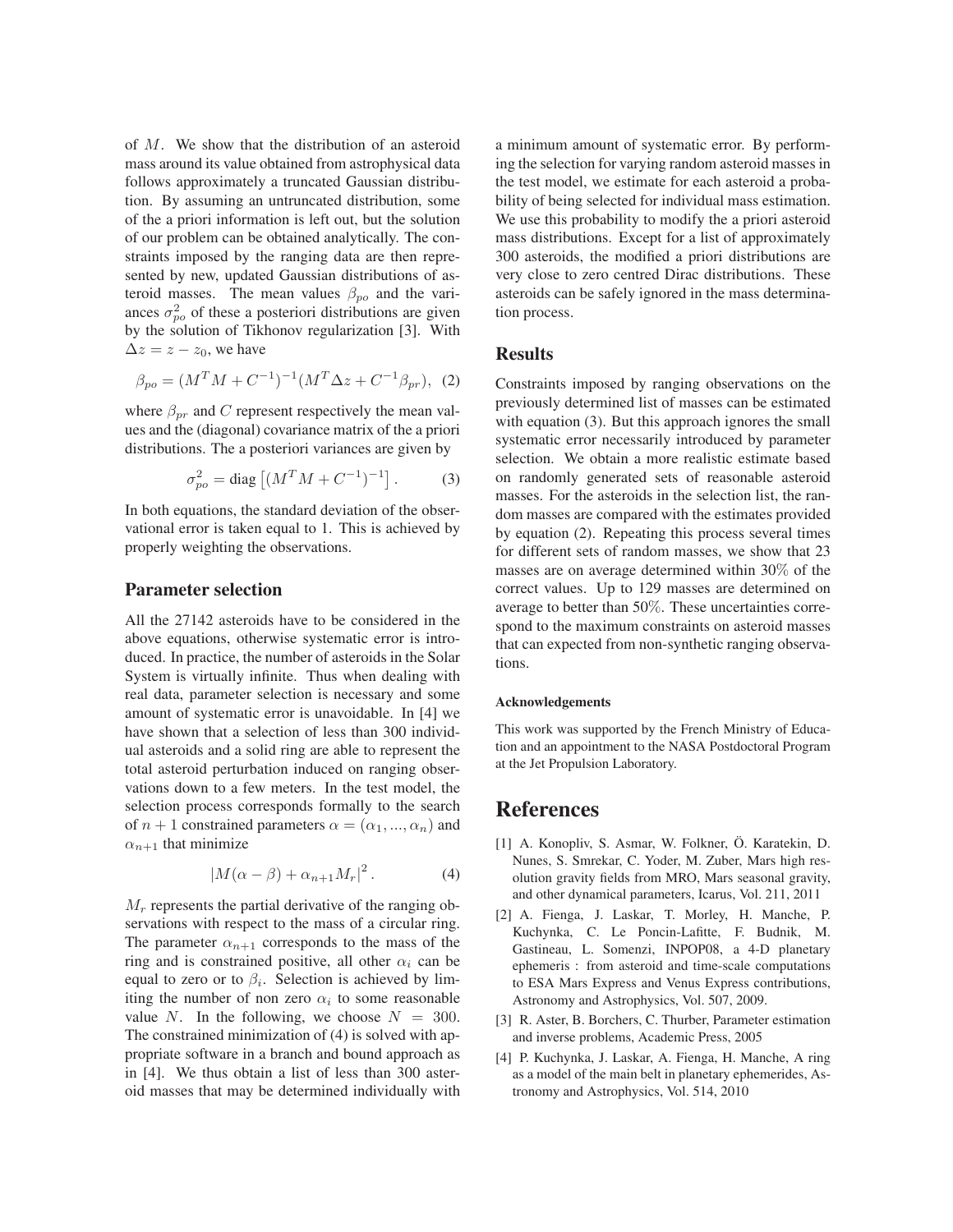of $M$. We show that the distribution of an asteroid mass around its value obtained from astrophysical data follows approximately a truncated Gaussian distribution. By assuming an untruncated distribution, some of the a priori information is left out, but the solution of our problem can be obtained analytically. The constraints imposed by the ranging data are then represented by new, updated Gaussian distributions of asteroid masses. The mean values $\beta_{po}$ and the variances $\sigma^2_{po}$ of these a posteriori distributions are given by the solution of Tikhonov regularization [3]. With $\Delta z = z - z_0$, we have

$$\beta_{po} = (M^T M + C^{-1})^{-1}(M^T \Delta z + C^{-1}\beta_{pr}), \quad (2)$$

where $\beta_{pr}$ and $C$ represent respectively the mean values and the (diagonal) covariance matrix of the a priori distributions. The a posteriori variances are given by

$$\sigma^2_{po} = \text{diag}\left[(M^T M + C^{-1})^{-1}\right]. \quad (3)$$

In both equations, the standard deviation of the observational error is taken equal to 1. This is achieved by properly weighting the observations.

## Parameter selection

All the 27142 asteroids have to be considered in the above equations, otherwise systematic error is introduced. In practice, the number of asteroids in the Solar System is virtually infinite. Thus when dealing with real data, parameter selection is necessary and some amount of systematic error is unavoidable. In [4] we have shown that a selection of less than 300 individual asteroids and a solid ring are able to represent the total asteroid perturbation induced on ranging observations down to a few meters. In the test model, the selection process corresponds formally to the search of $n + 1$ constrained parameters $\alpha = (\alpha_1, ..., \alpha_n)$ and $\alpha_{n+1}$ that minimize

$$\left|M(\alpha - \beta) + \alpha_{n+1} M_r\right|^2. \quad (4)$$

$M_r$ represents the partial derivative of the ranging observations with respect to the mass of a circular ring. The parameter $\alpha_{n+1}$ corresponds to the mass of the ring and is constrained positive, all other $\alpha_i$ can be equal to zero or to $\beta_i$. Selection is achieved by limiting the number of non zero $\alpha_i$ to some reasonable value $N$. In the following, we choose $N = 300$. The constrained minimization of (4) is solved with appropriate software in a branch and bound approach as in [4]. We thus obtain a list of less than 300 asteroid masses that may be determined individually with a minimum amount of systematic error. By performing the selection for varying random asteroid masses in the test model, we estimate for each asteroid a probability of being selected for individual mass estimation. We use this probability to modify the a priori asteroid mass distributions. Except for a list of approximately 300 asteroids, the modified a priori distributions are very close to zero centred Dirac distributions. These asteroids can be safely ignored in the mass determination process.

## Results

Constraints imposed by ranging observations on the previously determined list of masses can be estimated with equation (3). But this approach ignores the small systematic error necessarily introduced by parameter selection. We obtain a more realistic estimate based on randomly generated sets of reasonable asteroid masses. For the asteroids in the selection list, the random masses are compared with the estimates provided by equation (2). Repeating this process several times for different sets of random masses, we show that 23 masses are on average determined within 30% of the correct values. Up to 129 masses are determined on average to better than 50%. These uncertainties correspond to the maximum constraints on asteroid masses that can expected from non-synthetic ranging observations.

#### Acknowledgements

This work was supported by the French Ministry of Education and an appointment to the NASA Postdoctoral Program at the Jet Propulsion Laboratory.

# References

[1] A. Konopliv, S. Asmar, W. Folkner, Ö. Karatekin, D. Nunes, S. Smrekar, C. Yoder, M. Zuber, Mars high resolution gravity fields from MRO, Mars seasonal gravity, and other dynamical parameters, Icarus, Vol. 211, 2011

[2] A. Fienga, J. Laskar, T. Morley, H. Manche, P. Kuchynka, C. Le Poncin-Lafitte, F. Budnik, M. Gastineau, L. Somenzi, INPOP08, a 4-D planetary ephemeris : from asteroid and time-scale computations to ESA Mars Express and Venus Express contributions, Astronomy and Astrophysics, Vol. 507, 2009.

[3] R. Aster, B. Borchers, C. Thurber, Parameter estimation and inverse problems, Academic Press, 2005

[4] P. Kuchynka, J. Laskar, A. Fienga, H. Manche, A ring as a model of the main belt in planetary ephemerides, Astronomy and Astrophysics, Vol. 514, 2010